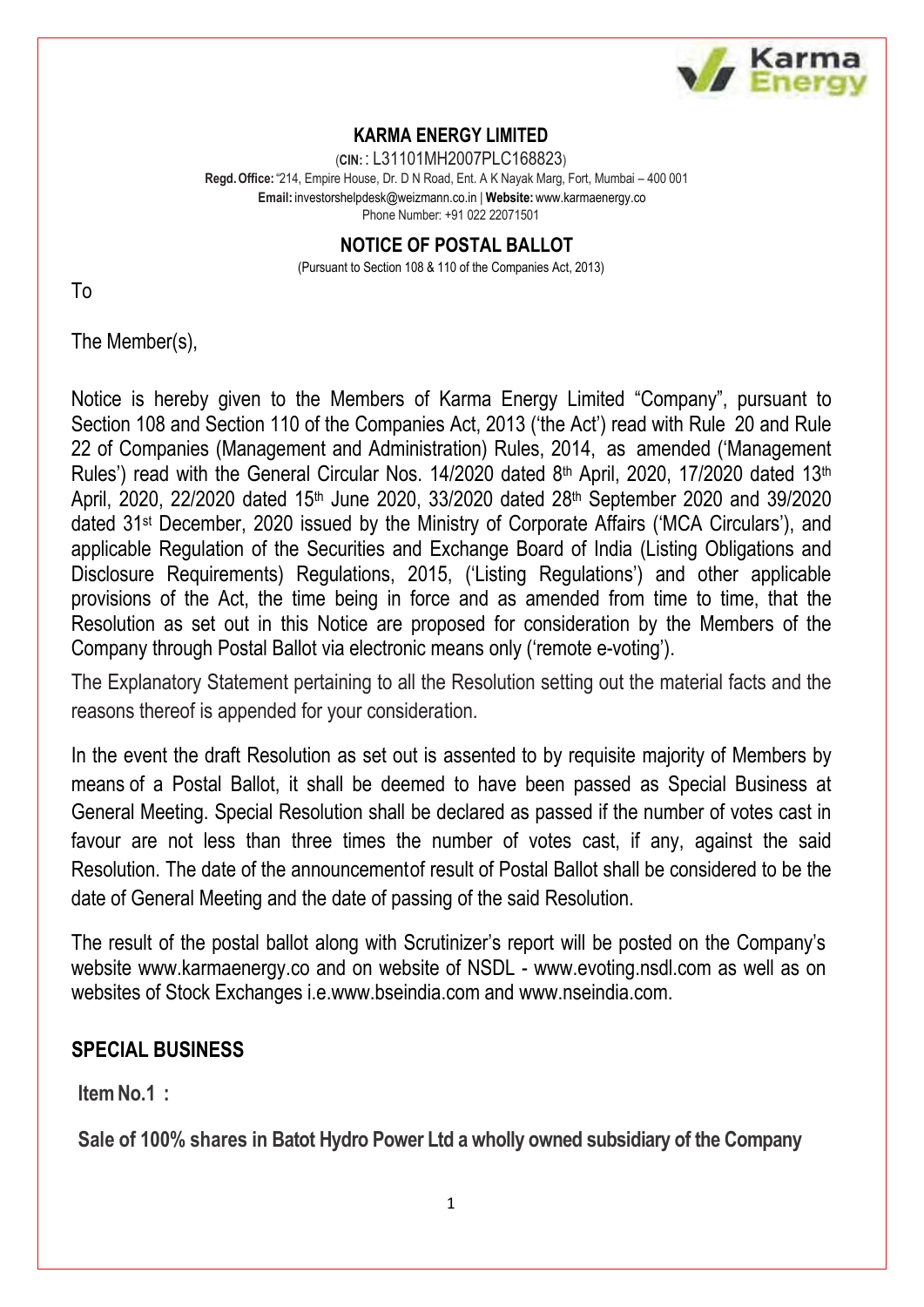# KARMA ENERGY LIMITED

(**CIN:** : L31101MH2007PLC168823)
**Regd. Office:** "214, Empire House, Dr. D N Road, Ent. A K Nayak Marg, Fort, Mumbai – 400 001
**Email:** investorshelpdesk@weizmann.co.in | **Website:** www.karmaenergy.co
Phone Number: +91 022 22071501

## NOTICE OF POSTAL BALLOT

(Pursuant to Section 108 & 110 of the Companies Act, 2013)

To

The Member(s),

Notice is hereby given to the Members of Karma Energy Limited "Company", pursuant to Section 108 and Section 110 of the Companies Act, 2013 ('the Act') read with Rule 20 and Rule 22 of Companies (Management and Administration) Rules, 2014, as amended ('Management Rules') read with the General Circular Nos. 14/2020 dated 8th April, 2020, 17/2020 dated 13th April, 2020, 22/2020 dated 15th June 2020, 33/2020 dated 28th September 2020 and 39/2020 dated 31st December, 2020 issued by the Ministry of Corporate Affairs ('MCA Circulars'), and applicable Regulation of the Securities and Exchange Board of India (Listing Obligations and Disclosure Requirements) Regulations, 2015, ('Listing Regulations') and other applicable provisions of the Act, the time being in force and as amended from time to time, that the Resolution as set out in this Notice are proposed for consideration by the Members of the Company through Postal Ballot via electronic means only ('remote e-voting').

The Explanatory Statement pertaining to all the Resolution setting out the material facts and the reasons thereof is appended for your consideration.

In the event the draft Resolution as set out is assented to by requisite majority of Members by means of a Postal Ballot, it shall be deemed to have been passed as Special Business at General Meeting. Special Resolution shall be declared as passed if the number of votes cast in favour are not less than three times the number of votes cast, if any, against the said Resolution. The date of the announcementof result of Postal Ballot shall be considered to be the date of General Meeting and the date of passing of the said Resolution.

The result of the postal ballot along with Scrutinizer's report will be posted on the Company's website www.karmaenergy.co and on website of NSDL - www.evoting.nsdl.com as well as on websites of Stock Exchanges i.e.www.bseindia.com and www.nseindia.com.

## SPECIAL BUSINESS

**Item No.1 :**

**Sale of 100% shares in Batot Hydro Power Ltd a wholly owned subsidiary of the Company**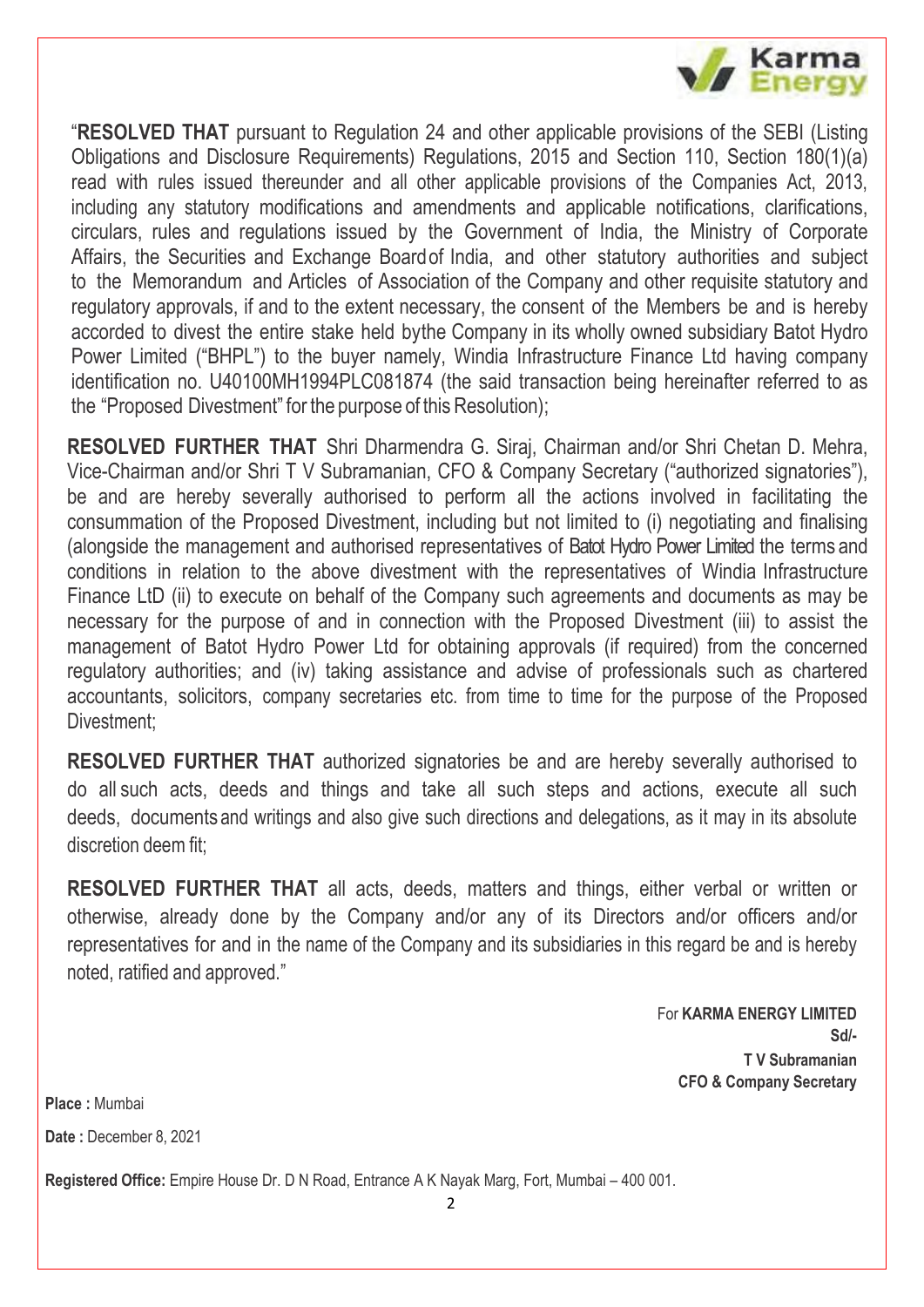"**RESOLVED THAT** pursuant to Regulation 24 and other applicable provisions of the SEBI (Listing Obligations and Disclosure Requirements) Regulations, 2015 and Section 110, Section 180(1)(a) read with rules issued thereunder and all other applicable provisions of the Companies Act, 2013, including any statutory modifications and amendments and applicable notifications, clarifications, circulars, rules and regulations issued by the Government of India, the Ministry of Corporate Affairs, the Securities and Exchange Board of India, and other statutory authorities and subject to the Memorandum and Articles of Association of the Company and other requisite statutory and regulatory approvals, if and to the extent necessary, the consent of the Members be and is hereby accorded to divest the entire stake held bythe Company in its wholly owned subsidiary Batot Hydro Power Limited ("BHPL") to the buyer namely, Windia Infrastructure Finance Ltd having company identification no. U40100MH1994PLC081874 (the said transaction being hereinafter referred to as the "Proposed Divestment" for the purpose of this Resolution);

**RESOLVED FURTHER THAT** Shri Dharmendra G. Siraj, Chairman and/or Shri Chetan D. Mehra, Vice-Chairman and/or Shri T V Subramanian, CFO & Company Secretary ("authorized signatories"), be and are hereby severally authorised to perform all the actions involved in facilitating the consummation of the Proposed Divestment, including but not limited to (i) negotiating and finalising (alongside the management and authorised representatives of Batot Hydro Power Limited the terms and conditions in relation to the above divestment with the representatives of Windia Infrastructure Finance LtD (ii) to execute on behalf of the Company such agreements and documents as may be necessary for the purpose of and in connection with the Proposed Divestment (iii) to assist the management of Batot Hydro Power Ltd for obtaining approvals (if required) from the concerned regulatory authorities; and (iv) taking assistance and advise of professionals such as chartered accountants, solicitors, company secretaries etc. from time to time for the purpose of the Proposed Divestment;

**RESOLVED FURTHER THAT** authorized signatories be and are hereby severally authorised to do all such acts, deeds and things and take all such steps and actions, execute all such deeds, documents and writings and also give such directions and delegations, as it may in its absolute discretion deem fit;

**RESOLVED FURTHER THAT** all acts, deeds, matters and things, either verbal or written or otherwise, already done by the Company and/or any of its Directors and/or officers and/or representatives for and in the name of the Company and its subsidiaries in this regard be and is hereby noted, ratified and approved."

For **KARMA ENERGY LIMITED**
**Sd/-**
**T V Subramanian**
**CFO & Company Secretary**

**Place :** Mumbai

**Date :** December 8, 2021

**Registered Office:** Empire House Dr. D N Road, Entrance A K Nayak Marg, Fort, Mumbai – 400 001.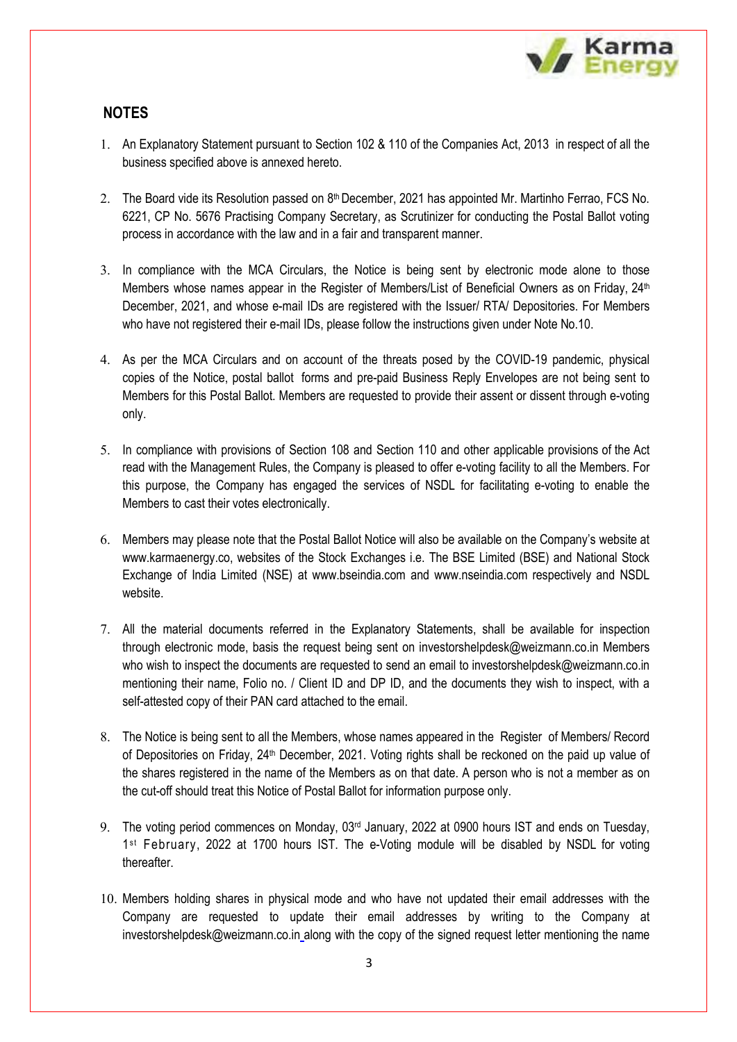## NOTES

1. An Explanatory Statement pursuant to Section 102 & 110 of the Companies Act, 2013 in respect of all the business specified above is annexed hereto.

2. The Board vide its Resolution passed on 8th December, 2021 has appointed Mr. Martinho Ferrao, FCS No. 6221, CP No. 5676 Practising Company Secretary, as Scrutinizer for conducting the Postal Ballot voting process in accordance with the law and in a fair and transparent manner.

3. In compliance with the MCA Circulars, the Notice is being sent by electronic mode alone to those Members whose names appear in the Register of Members/List of Beneficial Owners as on Friday, 24th December, 2021, and whose e-mail IDs are registered with the Issuer/ RTA/ Depositories. For Members who have not registered their e-mail IDs, please follow the instructions given under Note No.10.

4. As per the MCA Circulars and on account of the threats posed by the COVID-19 pandemic, physical copies of the Notice, postal ballot forms and pre-paid Business Reply Envelopes are not being sent to Members for this Postal Ballot. Members are requested to provide their assent or dissent through e-voting only.

5. In compliance with provisions of Section 108 and Section 110 and other applicable provisions of the Act read with the Management Rules, the Company is pleased to offer e-voting facility to all the Members. For this purpose, the Company has engaged the services of NSDL for facilitating e-voting to enable the Members to cast their votes electronically.

6. Members may please note that the Postal Ballot Notice will also be available on the Company's website at www.karmaenergy.co, websites of the Stock Exchanges i.e. The BSE Limited (BSE) and National Stock Exchange of India Limited (NSE) at www.bseindia.com and www.nseindia.com respectively and NSDL website.

7. All the material documents referred in the Explanatory Statements, shall be available for inspection through electronic mode, basis the request being sent on investorshelpdesk@weizmann.co.in Members who wish to inspect the documents are requested to send an email to investorshelpdesk@weizmann.co.in mentioning their name, Folio no. / Client ID and DP ID, and the documents they wish to inspect, with a self-attested copy of their PAN card attached to the email.

8. The Notice is being sent to all the Members, whose names appeared in the Register of Members/ Record of Depositories on Friday, 24th December, 2021. Voting rights shall be reckoned on the paid up value of the shares registered in the name of the Members as on that date. A person who is not a member as on the cut-off should treat this Notice of Postal Ballot for information purpose only.

9. The voting period commences on Monday, 03rd January, 2022 at 0900 hours IST and ends on Tuesday, 1st February, 2022 at 1700 hours IST. The e-Voting module will be disabled by NSDL for voting thereafter.

10. Members holding shares in physical mode and who have not updated their email addresses with the Company are requested to update their email addresses by writing to the Company at investorshelpdesk@weizmann.co.in along with the copy of the signed request letter mentioning the name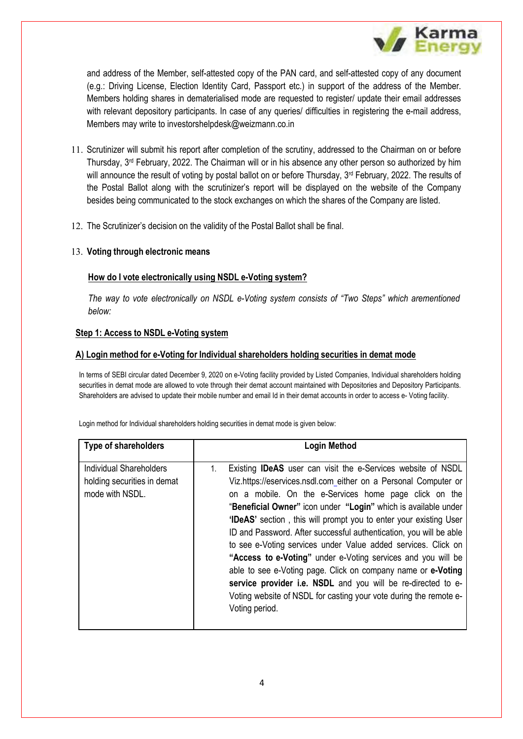and address of the Member, self-attested copy of the PAN card, and self-attested copy of any document (e.g.: Driving License, Election Identity Card, Passport etc.) in support of the address of the Member. Members holding shares in dematerialised mode are requested to register/ update their email addresses with relevant depository participants. In case of any queries/ difficulties in registering the e-mail address, Members may write to investorshelpdesk@weizmann.co.in

11. Scrutinizer will submit his report after completion of the scrutiny, addressed to the Chairman on or before Thursday, 3rd February, 2022. The Chairman will or in his absence any other person so authorized by him will announce the result of voting by postal ballot on or before Thursday, 3rd February, 2022. The results of the Postal Ballot along with the scrutinizer's report will be displayed on the website of the Company besides being communicated to the stock exchanges on which the shares of the Company are listed.

12. The Scrutinizer's decision on the validity of the Postal Ballot shall be final.

13. **Voting through electronic means**

**How do I vote electronically using NSDL e-Voting system?**

*The way to vote electronically on NSDL e-Voting system consists of "Two Steps" which arementioned below:*

**Step 1: Access to NSDL e-Voting system**

**A) Login method for e-Voting for Individual shareholders holding securities in demat mode**

In terms of SEBI circular dated December 9, 2020 on e-Voting facility provided by Listed Companies, Individual shareholders holding securities in demat mode are allowed to vote through their demat account maintained with Depositories and Depository Participants. Shareholders are advised to update their mobile number and email Id in their demat accounts in order to access e- Voting facility.

Login method for Individual shareholders holding securities in demat mode is given below:

| Type of shareholders | Login Method |
|---|---|
| Individual Shareholders holding securities in demat mode with NSDL. | 1. Existing **IDeAS** user can visit the e-Services website of NSDL Viz.https://eservices.nsdl.com either on a Personal Computer or on a mobile. On the e-Services home page click on the "**Beneficial Owner"** icon under **"Login"** which is available under **'IDeAS'** section , this will prompt you to enter your existing User ID and Password. After successful authentication, you will be able to see e-Voting services under Value added services. Click on **"Access to e-Voting"** under e-Voting services and you will be able to see e-Voting page. Click on company name or **e-Voting service provider i.e. NSDL** and you will be re-directed to e-Voting website of NSDL for casting your vote during the remote e-Voting period. |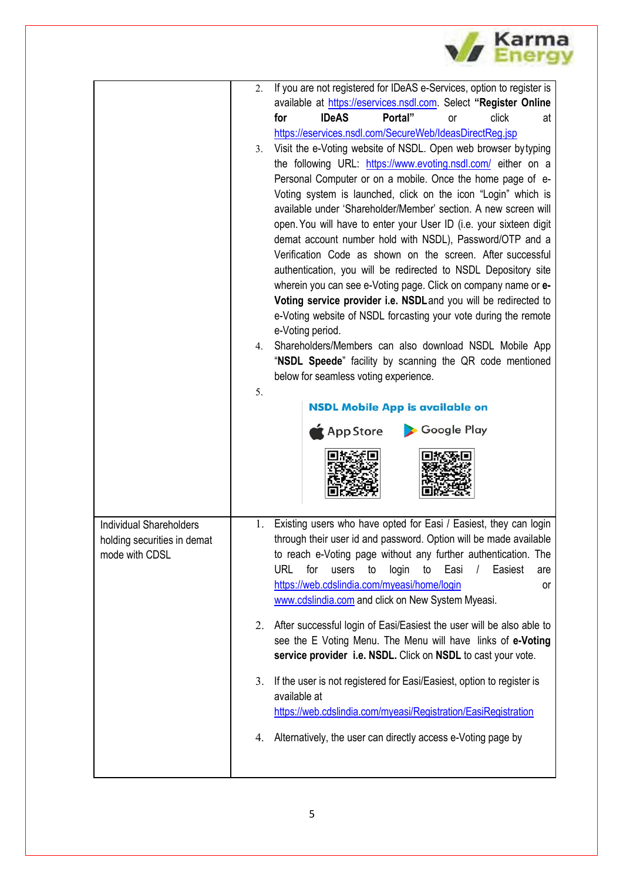| | |
|---|---|
| | 2. If you are not registered for IDeAS e-Services, option to register is available at https://eservices.nsdl.com. Select **"Register Online for IDeAS Portal"** or click at https://eservices.nsdl.com/SecureWeb/IdeasDirectReg.jsp<br>3. Visit the e-Voting website of NSDL. Open web browser by typing the following URL: https://www.evoting.nsdl.com/ either on a Personal Computer or on a mobile. Once the home page of e-Voting system is launched, click on the icon "Login" which is available under 'Shareholder/Member' section. A new screen will open. You will have to enter your User ID (i.e. your sixteen digit demat account number hold with NSDL), Password/OTP and a Verification Code as shown on the screen. After successful authentication, you will be redirected to NSDL Depository site wherein you can see e-Voting page. Click on company name or **e-Voting service provider i.e. NSDL** and you will be redirected to e-Voting website of NSDL for casting your vote during the remote e-Voting period.<br>4. Shareholders/Members can also download NSDL Mobile App "**NSDL Speede**" facility by scanning the QR code mentioned below for seamless voting experience.<br>5.<br>**NSDL Mobile App is available on**<br>App Store Google Play |
| Individual Shareholders holding securities in demat mode with CDSL | 1. Existing users who have opted for Easi / Easiest, they can login through their user id and password. Option will be made available to reach e-Voting page without any further authentication. The URL for users to login to Easi / Easiest are https://web.cdslindia.com/myeasi/home/login or www.cdslindia.com and click on New System Myeasi.<br>2. After successful login of Easi/Easiest the user will be also able to see the E Voting Menu. The Menu will have links of **e-Voting service provider i.e. NSDL.** Click on **NSDL** to cast your vote.<br>3. If the user is not registered for Easi/Easiest, option to register is available at https://web.cdslindia.com/myeasi/Registration/EasiRegistration<br>4. Alternatively, the user can directly access e-Voting page by |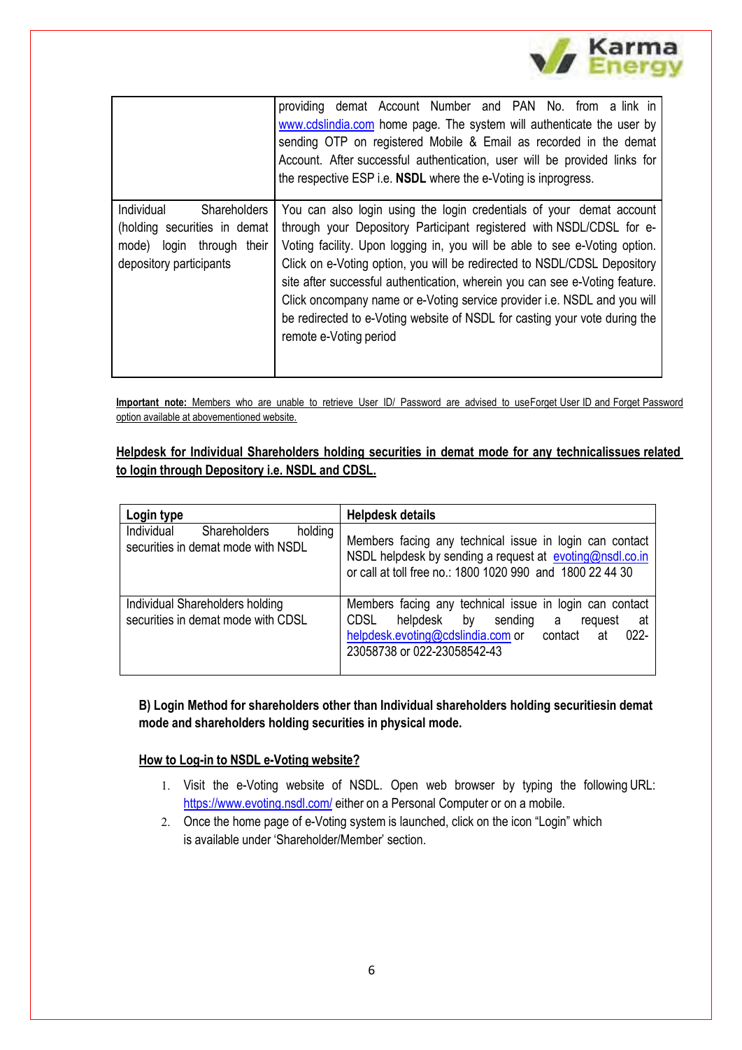| | |
|---|---|
| | providing demat Account Number and PAN No. from a link in www.cdslindia.com home page. The system will authenticate the user by sending OTP on registered Mobile & Email as recorded in the demat Account. After successful authentication, user will be provided links for the respective ESP i.e. **NSDL** where the e-Voting is inprogress. |
| Individual Shareholders (holding securities in demat mode) login through their depository participants | You can also login using the login credentials of your demat account through your Depository Participant registered with NSDL/CDSL for e-Voting facility. Upon logging in, you will be able to see e-Voting option. Click on e-Voting option, you will be redirected to NSDL/CDSL Depository site after successful authentication, wherein you can see e-Voting feature. Click oncompany name or e-Voting service provider i.e. NSDL and you will be redirected to e-Voting website of NSDL for casting your vote during the remote e-Voting period |

**Important note:** Members who are unable to retrieve User ID/ Password are advised to useForget User ID and Forget Password option available at abovementioned website.

**Helpdesk for Individual Shareholders holding securities in demat mode for any technicalissues related to login through Depository i.e. NSDL and CDSL.**

| **Login type** | **Helpdesk details** |
|---|---|
| Individual Shareholders holding securities in demat mode with NSDL | Members facing any technical issue in login can contact NSDL helpdesk by sending a request at evoting@nsdl.co.in or call at toll free no.: 1800 1020 990 and 1800 22 44 30 |
| Individual Shareholders holding securities in demat mode with CDSL | Members facing any technical issue in login can contact CDSL helpdesk by sending a request at helpdesk.evoting@cdslindia.com or contact at 022-23058738 or 022-23058542-43 |

**B) Login Method for shareholders other than Individual shareholders holding securitiesin demat mode and shareholders holding securities in physical mode.**

**How to Log-in to NSDL e-Voting website?**

1. Visit the e-Voting website of NSDL. Open web browser by typing the following URL: https://www.evoting.nsdl.com/ either on a Personal Computer or on a mobile.
2. Once the home page of e-Voting system is launched, click on the icon "Login" which is available under 'Shareholder/Member' section.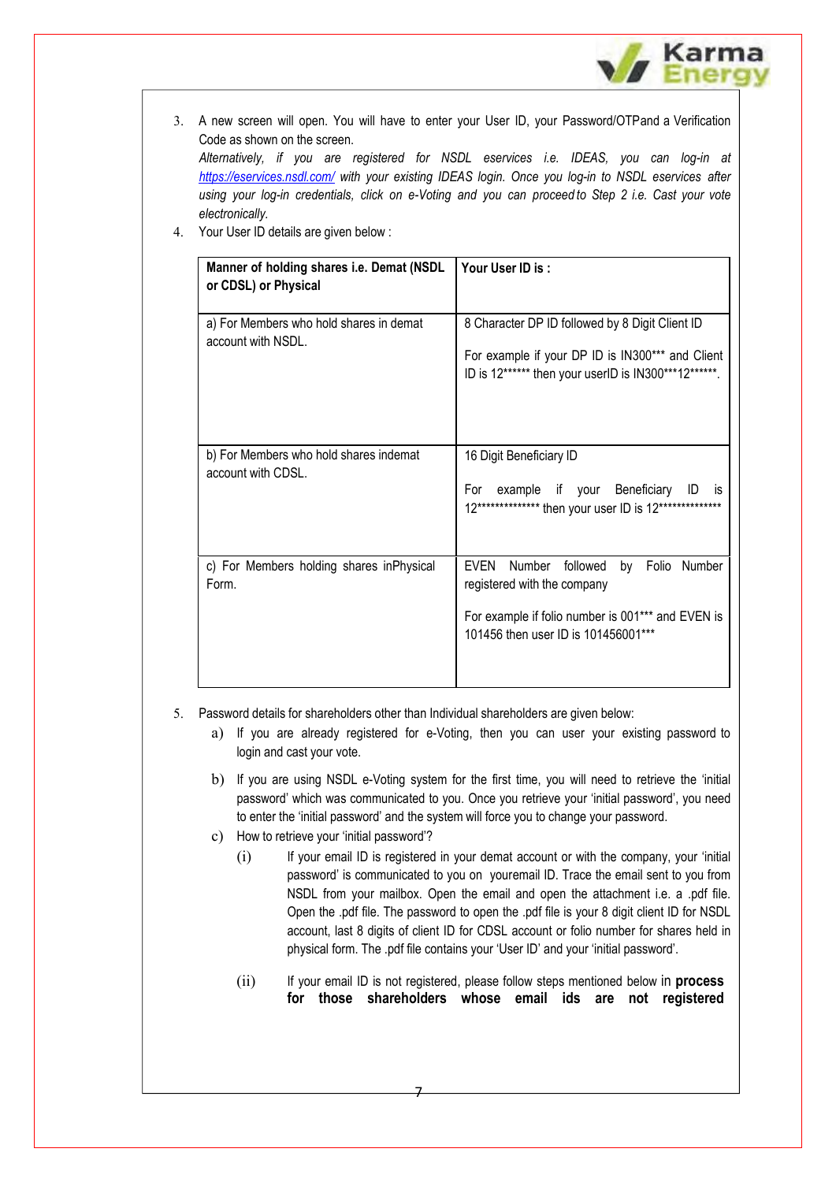3. A new screen will open. You will have to enter your User ID, your Password/OTPand a Verification Code as shown on the screen.
   *Alternatively, if you are registered for NSDL eservices i.e. IDEAS, you can log-in at [https://eservices.nsdl.com/](https://eservices.nsdl.com/) with your existing IDEAS login. Once you log-in to NSDL eservices after using your log-in credentials, click on e-Voting and you can proceed to Step 2 i.e. Cast your vote electronically.*
4. Your User ID details are given below :

| **Manner of holding shares i.e. Demat (NSDL or CDSL) or Physical** | **Your User ID is :** |
|---|---|
| a) For Members who hold shares in demat account with NSDL. | 8 Character DP ID followed by 8 Digit Client ID<br><br>For example if your DP ID is IN300*** and Client ID is 12****** then your userID is IN300***12******. |
| b) For Members who hold shares indemat account with CDSL. | 16 Digit Beneficiary ID<br><br>For example if your Beneficiary ID is 12************** then your user ID is 12************** |
| c) For Members holding shares inPhysical Form. | EVEN Number followed by Folio Number registered with the company<br><br>For example if folio number is 001*** and EVEN is 101456 then user ID is 101456001*** |

5. Password details for shareholders other than Individual shareholders are given below:
   a) If you are already registered for e-Voting, then you can user your existing password to login and cast your vote.
   b) If you are using NSDL e-Voting system for the first time, you will need to retrieve the 'initial password' which was communicated to you. Once you retrieve your 'initial password', you need to enter the 'initial password' and the system will force you to change your password.
   c) How to retrieve your 'initial password'?
      (i) If your email ID is registered in your demat account or with the company, your 'initial password' is communicated to you on youremail ID. Trace the email sent to you from NSDL from your mailbox. Open the email and open the attachment i.e. a .pdf file. Open the .pdf file. The password to open the .pdf file is your 8 digit client ID for NSDL account, last 8 digits of client ID for CDSL account or folio number for shares held in physical form. The .pdf file contains your 'User ID' and your 'initial password'.
      (ii) If your email ID is not registered, please follow steps mentioned below in **process for those shareholders whose email ids are not registered**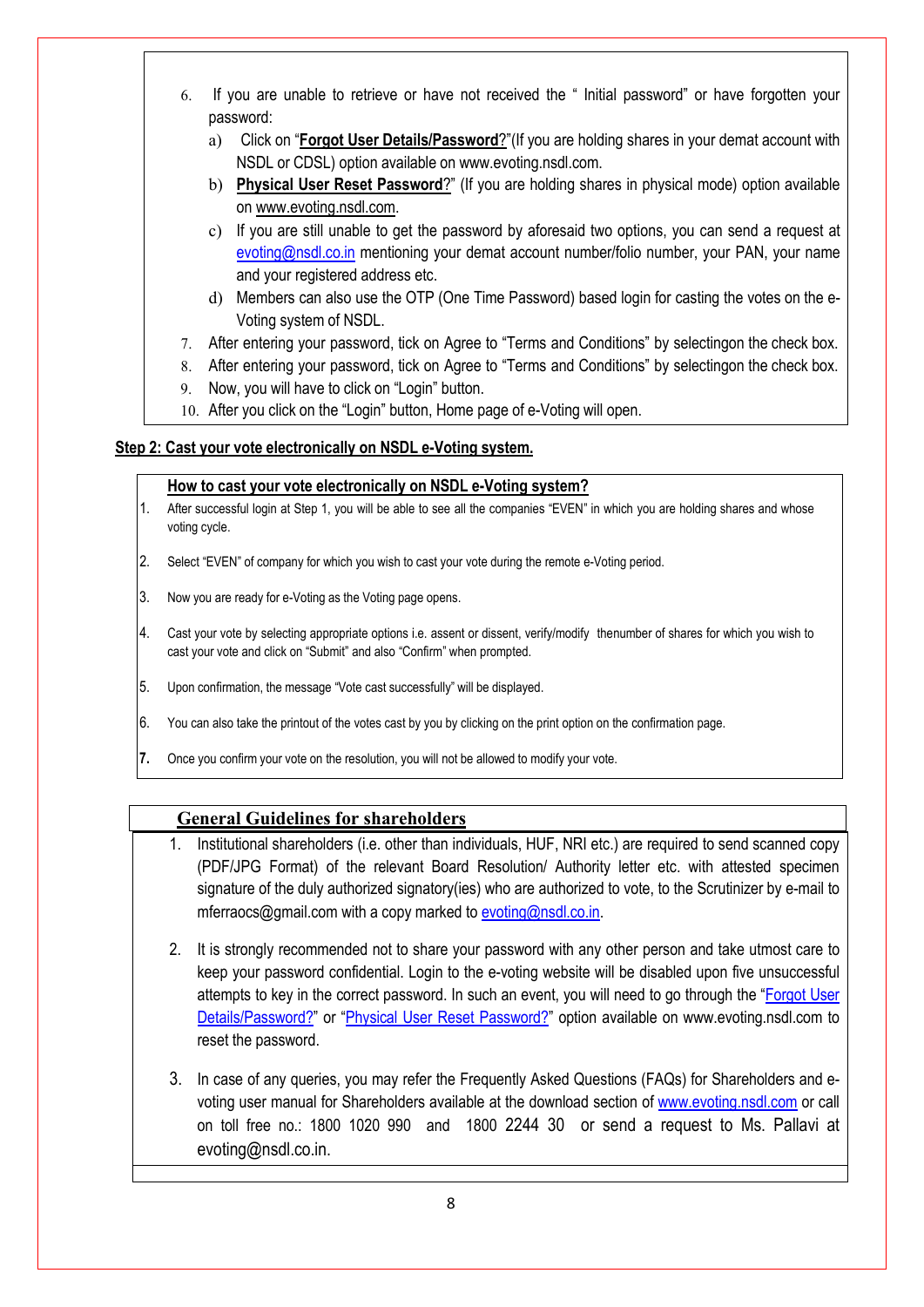6. If you are unable to retrieve or have not received the " Initial password" or have forgotten your password:
   a) Click on "**Forgot User Details/Password**?"(If you are holding shares in your demat account with NSDL or CDSL) option available on www.evoting.nsdl.com.
   b) **Physical User Reset Password**?" (If you are holding shares in physical mode) option available on www.evoting.nsdl.com.
   c) If you are still unable to get the password by aforesaid two options, you can send a request at evoting@nsdl.co.in mentioning your demat account number/folio number, your PAN, your name and your registered address etc.
   d) Members can also use the OTP (One Time Password) based login for casting the votes on the e-Voting system of NSDL.
7. After entering your password, tick on Agree to "Terms and Conditions" by selectingon the check box.
8. After entering your password, tick on Agree to "Terms and Conditions" by selectingon the check box.
9. Now, you will have to click on "Login" button.
10. After you click on the "Login" button, Home page of e-Voting will open.

**Step 2: Cast your vote electronically on NSDL e-Voting system.**

**How to cast your vote electronically on NSDL e-Voting system?**

1. After successful login at Step 1, you will be able to see all the companies "EVEN" in which you are holding shares and whose voting cycle.
2. Select "EVEN" of company for which you wish to cast your vote during the remote e-Voting period.
3. Now you are ready for e-Voting as the Voting page opens.
4. Cast your vote by selecting appropriate options i.e. assent or dissent, verify/modify thenumber of shares for which you wish to cast your vote and click on "Submit" and also "Confirm" when prompted.
5. Upon confirmation, the message "Vote cast successfully" will be displayed.
6. You can also take the printout of the votes cast by you by clicking on the print option on the confirmation page.
7. Once you confirm your vote on the resolution, you will not be allowed to modify your vote.

**General Guidelines for shareholders**

1. Institutional shareholders (i.e. other than individuals, HUF, NRI etc.) are required to send scanned copy (PDF/JPG Format) of the relevant Board Resolution/ Authority letter etc. with attested specimen signature of the duly authorized signatory(ies) who are authorized to vote, to the Scrutinizer by e-mail to mferraocs@gmail.com with a copy marked to evoting@nsdl.co.in.

2. It is strongly recommended not to share your password with any other person and take utmost care to keep your password confidential. Login to the e-voting website will be disabled upon five unsuccessful attempts to key in the correct password. In such an event, you will need to go through the "Forgot User Details/Password?" or "Physical User Reset Password?" option available on www.evoting.nsdl.com to reset the password.

3. In case of any queries, you may refer the Frequently Asked Questions (FAQs) for Shareholders and e-voting user manual for Shareholders available at the download section of www.evoting.nsdl.com or call on toll free no.: 1800 1020 990 and 1800 2244 30 or send a request to Ms. Pallavi at evoting@nsdl.co.in.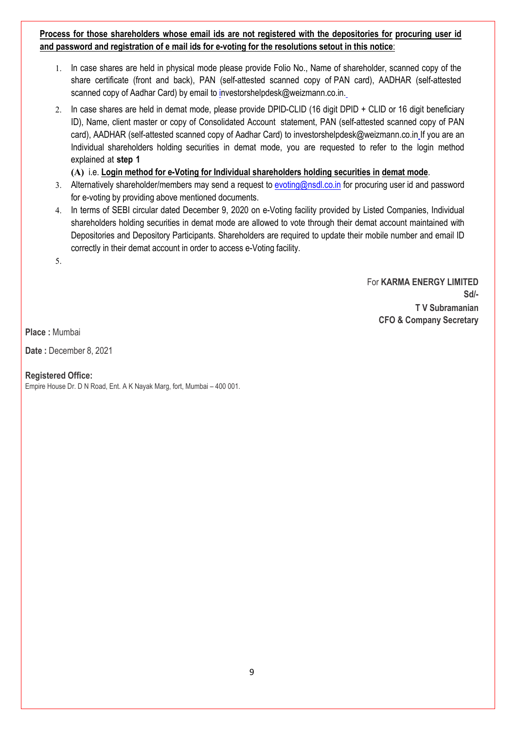**Process for those shareholders whose email ids are not registered with the depositories for procuring user id and password and registration of e mail ids for e-voting for the resolutions setout in this notice**:

1. In case shares are held in physical mode please provide Folio No., Name of shareholder, scanned copy of the share certificate (front and back), PAN (self-attested scanned copy of PAN card), AADHAR (self-attested scanned copy of Aadhar Card) by email to investorshelpdesk@weizmann.co.in.
2. In case shares are held in demat mode, please provide DPID-CLID (16 digit DPID + CLID or 16 digit beneficiary ID), Name, client master or copy of Consolidated Account statement, PAN (self-attested scanned copy of PAN card), AADHAR (self-attested scanned copy of Aadhar Card) to investorshelpdesk@weizmann.co.in If you are an Individual shareholders holding securities in demat mode, you are requested to refer to the login method explained at **step 1**

   **(A)** i.e. **Login method for e-Voting for Individual shareholders holding securities in demat mode**.
3. Alternatively shareholder/members may send a request to evoting@nsdl.co.in for procuring user id and password for e-voting by providing above mentioned documents.
4. In terms of SEBI circular dated December 9, 2020 on e-Voting facility provided by Listed Companies, Individual shareholders holding securities in demat mode are allowed to vote through their demat account maintained with Depositories and Depository Participants. Shareholders are required to update their mobile number and email ID correctly in their demat account in order to access e-Voting facility.
5.

For **KARMA ENERGY LIMITED**
**Sd/-**
**T V Subramanian**
**CFO & Company Secretary**

**Place :** Mumbai

**Date :** December 8, 2021

**Registered Office:**
Empire House Dr. D N Road, Ent. A K Nayak Marg, fort, Mumbai – 400 001.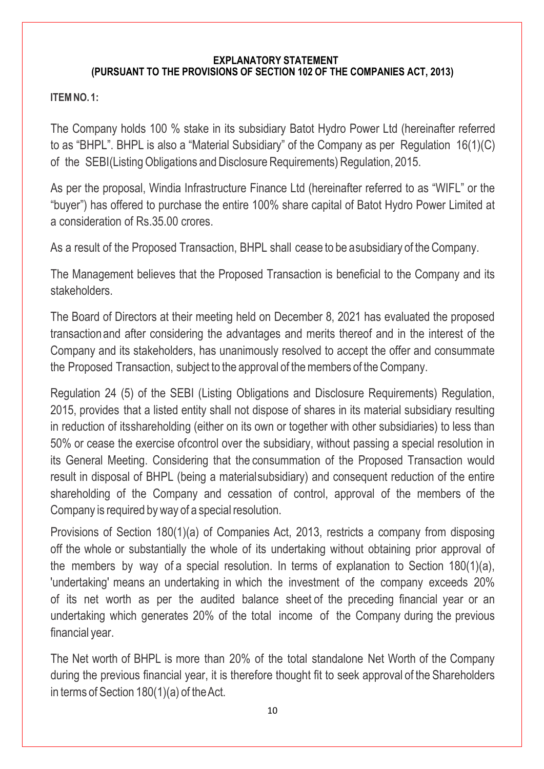**EXPLANATORY STATEMENT**
**(PURSUANT TO THE PROVISIONS OF SECTION 102 OF THE COMPANIES ACT, 2013)**

**ITEM NO. 1:**

The Company holds 100 % stake in its subsidiary Batot Hydro Power Ltd (hereinafter referred to as "BHPL". BHPL is also a "Material Subsidiary" of the Company as per Regulation 16(1)(C) of the SEBI(Listing Obligations and Disclosure Requirements) Regulation, 2015.

As per the proposal, Windia Infrastructure Finance Ltd (hereinafter referred to as "WIFL" or the "buyer") has offered to purchase the entire 100% share capital of Batot Hydro Power Limited at a consideration of Rs.35.00 crores.

As a result of the Proposed Transaction, BHPL shall cease to be asubsidiary of the Company.

The Management believes that the Proposed Transaction is beneficial to the Company and its stakeholders.

The Board of Directors at their meeting held on December 8, 2021 has evaluated the proposed transactionand after considering the advantages and merits thereof and in the interest of the Company and its stakeholders, has unanimously resolved to accept the offer and consummate the Proposed Transaction, subject to the approval of the members of the Company.

Regulation 24 (5) of the SEBI (Listing Obligations and Disclosure Requirements) Regulation, 2015, provides that a listed entity shall not dispose of shares in its material subsidiary resulting in reduction of itsshareholding (either on its own or together with other subsidiaries) to less than 50% or cease the exercise ofcontrol over the subsidiary, without passing a special resolution in its General Meeting. Considering that the consummation of the Proposed Transaction would result in disposal of BHPL (being a materialsubsidiary) and consequent reduction of the entire shareholding of the Company and cessation of control, approval of the members of the Company is required by way of a special resolution.

Provisions of Section 180(1)(a) of Companies Act, 2013, restricts a company from disposing off the whole or substantially the whole of its undertaking without obtaining prior approval of the members by way of a special resolution. In terms of explanation to Section 180(1)(a), 'undertaking' means an undertaking in which the investment of the company exceeds 20% of its net worth as per the audited balance sheet of the preceding financial year or an undertaking which generates 20% of the total income of the Company during the previous financial year.

The Net worth of BHPL is more than 20% of the total standalone Net Worth of the Company during the previous financial year, it is therefore thought fit to seek approval of the Shareholders in terms of Section 180(1)(a) of the Act.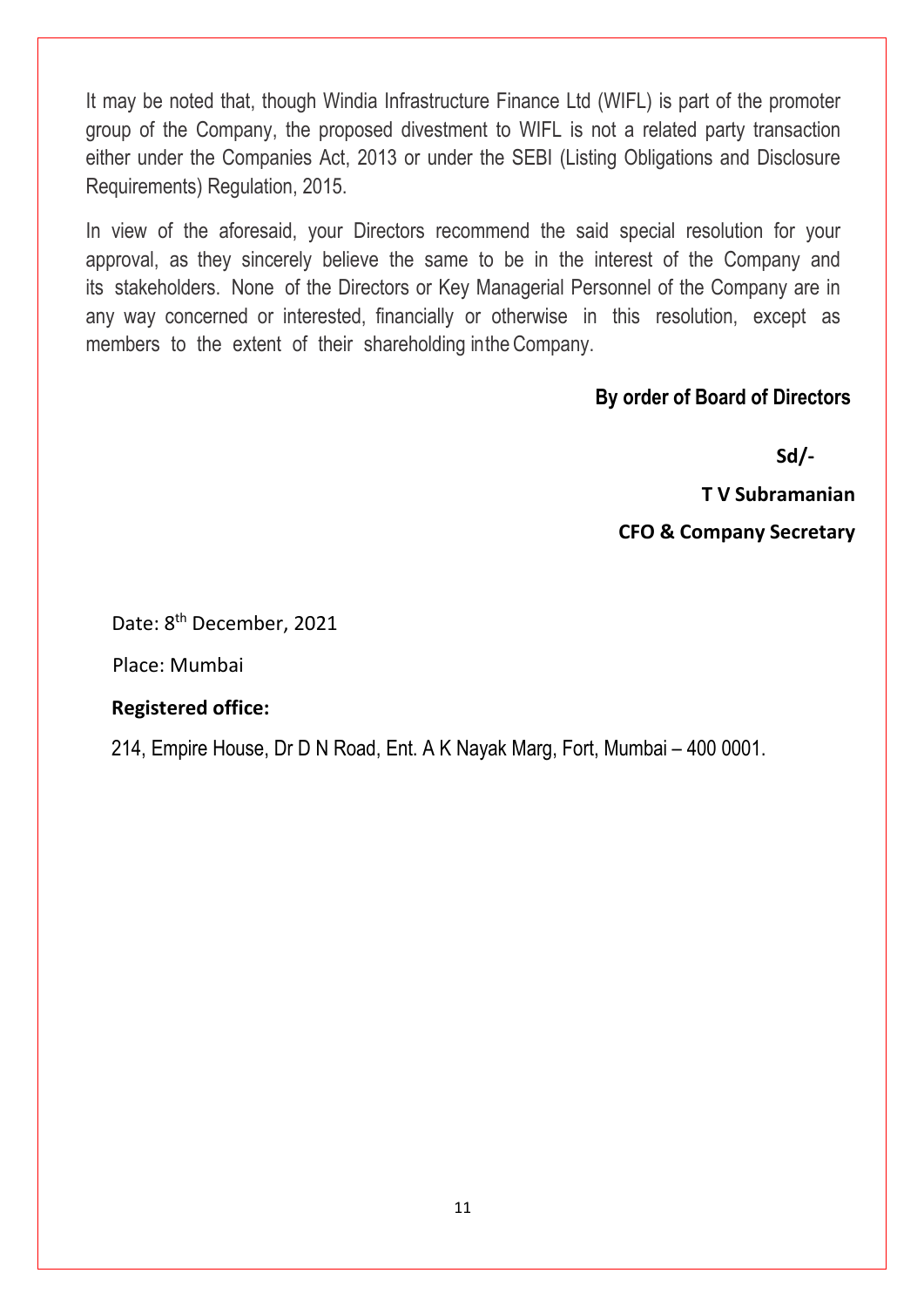It may be noted that, though Windia Infrastructure Finance Ltd (WIFL) is part of the promoter group of the Company, the proposed divestment to WIFL is not a related party transaction either under the Companies Act, 2013 or under the SEBI (Listing Obligations and Disclosure Requirements) Regulation, 2015.

In view of the aforesaid, your Directors recommend the said special resolution for your approval, as they sincerely believe the same to be in the interest of the Company and its stakeholders. None of the Directors or Key Managerial Personnel of the Company are in any way concerned or interested, financially or otherwise in this resolution, except as members to the extent of their shareholding in the Company.

**By order of Board of Directors**

**Sd/-**

**T V Subramanian**

**CFO & Company Secretary**

Date: 8th December, 2021

Place: Mumbai

**Registered office:**

214, Empire House, Dr D N Road, Ent. A K Nayak Marg, Fort, Mumbai – 400 0001.